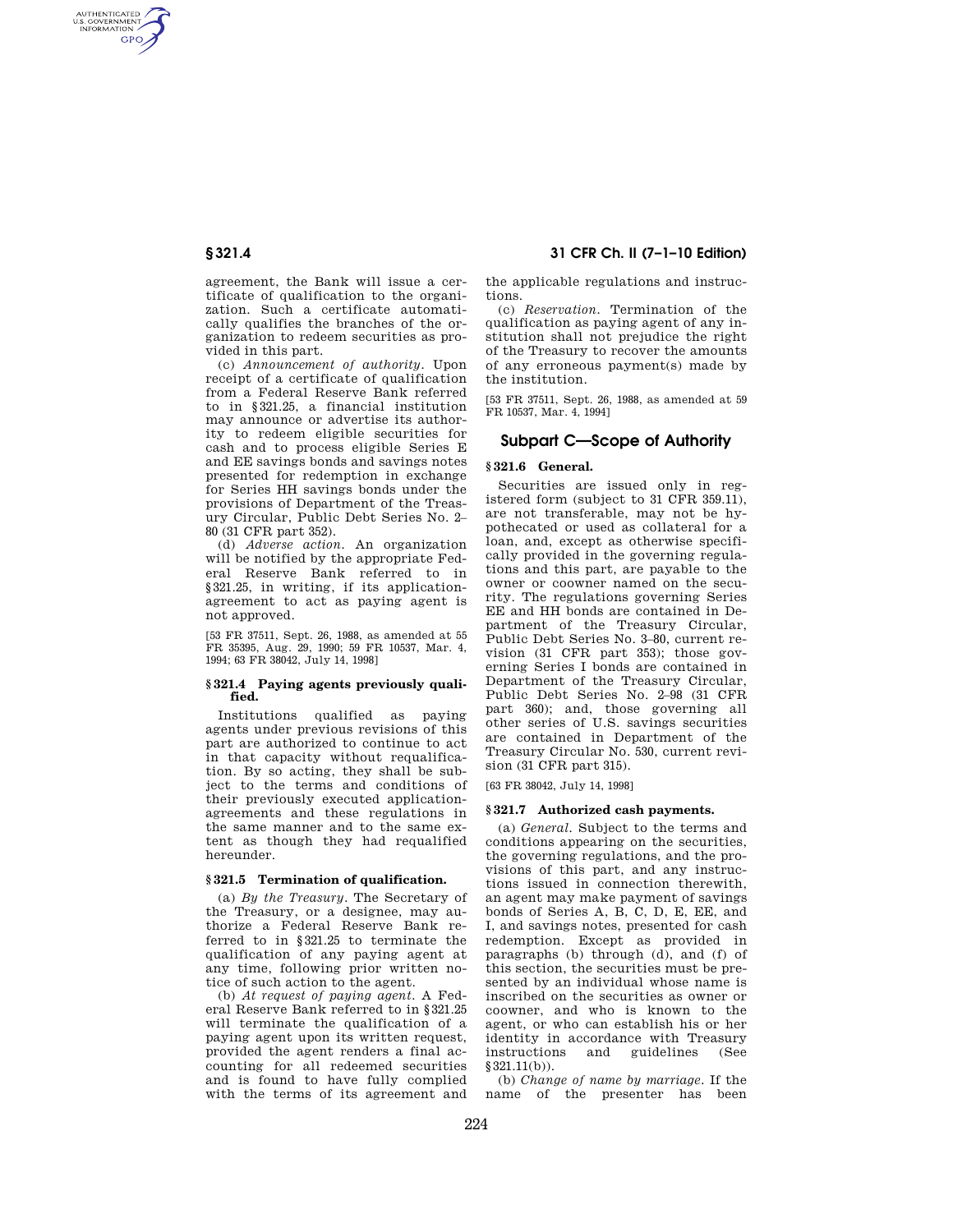agreement, the Bank will issue a certificate of qualification to the organization. Such a certificate automatically qualifies the branches of the organization to redeem securities as provided in this part.

(c) *Announcement of authority.* Upon receipt of a certificate of qualification from a Federal Reserve Bank referred to in §321.25, a financial institution may announce or advertise its authority to redeem eligible securities for cash and to process eligible Series E and EE savings bonds and savings notes presented for redemption in exchange for Series HH savings bonds under the provisions of Department of the Treasury Circular, Public Debt Series No. 2–80 (31 CFR part 352).

(d) *Adverse action.* An organization will be notified by the appropriate Federal Reserve Bank referred to in §321.25, in writing, if its application-agreement to act as paying agent is not approved.

[53 FR 37511, Sept. 26, 1988, as amended at 55 FR 35395, Aug. 29, 1990; 59 FR 10537, Mar. 4, 1994; 63 FR 38042, July 14, 1998]

### § 321.4 Paying agents previously qualified.

Institutions qualified as paying agents under previous revisions of this part are authorized to continue to act in that capacity without requalification. By so acting, they shall be subject to the terms and conditions of their previously executed application-agreements and these regulations in the same manner and to the same extent as though they had requalified hereunder.

### § 321.5 Termination of qualification.

(a) *By the Treasury.* The Secretary of the Treasury, or a designee, may authorize a Federal Reserve Bank referred to in §321.25 to terminate the qualification of any paying agent at any time, following prior written notice of such action to the agent.

(b) *At request of paying agent.* A Federal Reserve Bank referred to in §321.25 will terminate the qualification of a paying agent upon its written request, provided the agent renders a final accounting for all redeemed securities and is found to have fully complied with the terms of its agreement and the applicable regulations and instructions.

(c) *Reservation.* Termination of the qualification as paying agent of any institution shall not prejudice the right of the Treasury to recover the amounts of any erroneous payment(s) made by the institution.

[53 FR 37511, Sept. 26, 1988, as amended at 59 FR 10537, Mar. 4, 1994]

## Subpart C—Scope of Authority

### § 321.6 General.

Securities are issued only in registered form (subject to 31 CFR 359.11), are not transferable, may not be hypothecated or used as collateral for a loan, and, except as otherwise specifically provided in the governing regulations and this part, are payable to the owner or coowner named on the security. The regulations governing Series EE and HH bonds are contained in Department of the Treasury Circular, Public Debt Series No. 3–80, current revision (31 CFR part 353); those governing Series I bonds are contained in Department of the Treasury Circular, Public Debt Series No. 2–98 (31 CFR part 360); and, those governing all other series of U.S. savings securities are contained in Department of the Treasury Circular No. 530, current revision (31 CFR part 315).

[63 FR 38042, July 14, 1998]

### § 321.7 Authorized cash payments.

(a) *General.* Subject to the terms and conditions appearing on the securities, the governing regulations, and the provisions of this part, and any instructions issued in connection therewith, an agent may make payment of savings bonds of Series A, B, C, D, E, EE, and I, and savings notes, presented for cash redemption. Except as provided in paragraphs (b) through (d), and (f) of this section, the securities must be presented by an individual whose name is inscribed on the securities as owner or coowner, and who is known to the agent, or who can establish his or her identity in accordance with Treasury instructions and guidelines (See §321.11(b)).

(b) *Change of name by marriage.* If the name of the presenter has been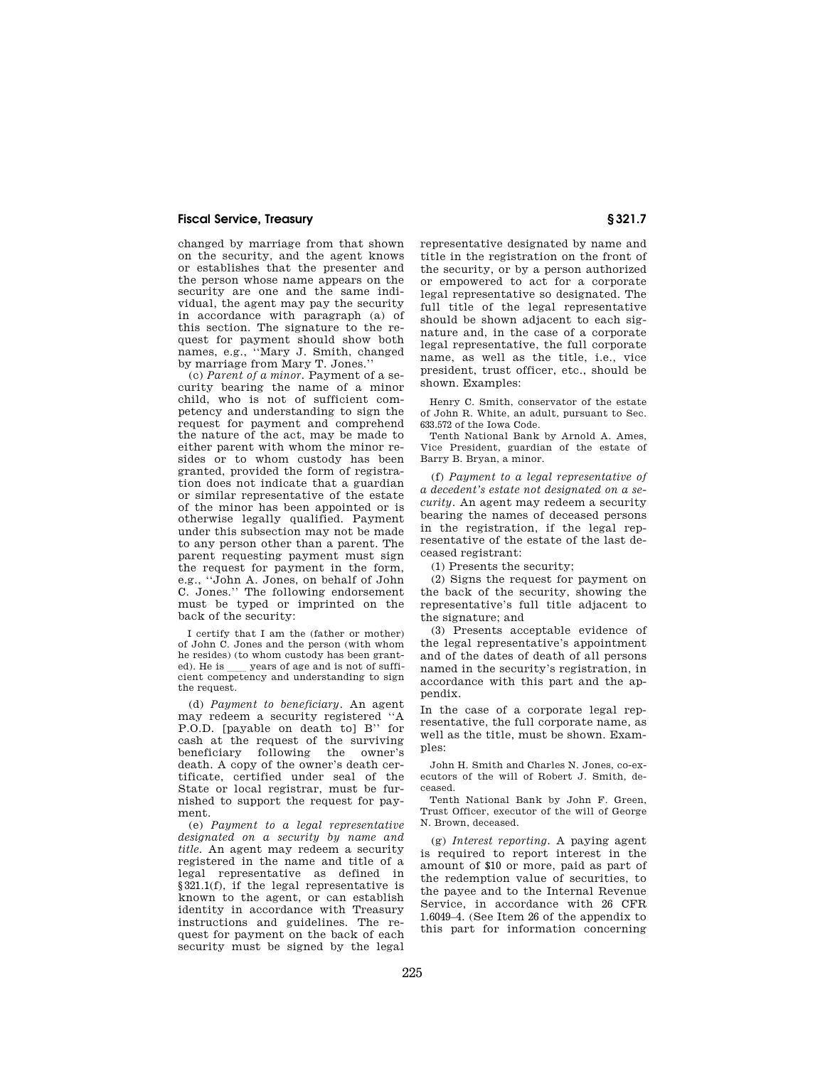changed by marriage from that shown on the security, and the agent knows or establishes that the presenter and the person whose name appears on the security are one and the same individual, the agent may pay the security in accordance with paragraph (a) of this section. The signature to the request for payment should show both names, e.g., "Mary J. Smith, changed by marriage from Mary T. Jones."

(c) *Parent of a minor.* Payment of a security bearing the name of a minor child, who is not of sufficient competency and understanding to sign the request for payment and comprehend the nature of the act, may be made to either parent with whom the minor resides or to whom custody has been granted, provided the form of registration does not indicate that a guardian or similar representative of the estate of the minor has been appointed or is otherwise legally qualified. Payment under this subsection may not be made to any person other than a parent. The parent requesting payment must sign the request for payment in the form, e.g., "John A. Jones, on behalf of John C. Jones." The following endorsement must be typed or imprinted on the back of the security:

I certify that I am the (father or mother) of John C. Jones and the person (with whom he resides) (to whom custody has been granted). He is ____ years of age and is not of sufficient competency and understanding to sign the request.

(d) *Payment to beneficiary.* An agent may redeem a security registered "A P.O.D. [payable on death to] B" for cash at the request of the surviving beneficiary following the owner's death. A copy of the owner's death certificate, certified under seal of the State or local registrar, must be furnished to support the request for payment.

(e) *Payment to a legal representative designated on a security by name and title.* An agent may redeem a security registered in the name and title of a legal representative as defined in §321.1(f), if the legal representative is known to the agent, or can establish identity in accordance with Treasury instructions and guidelines. The request for payment on the back of each security must be signed by the legal representative designated by name and title in the registration on the front of the security, or by a person authorized or empowered to act for a corporate legal representative so designated. The full title of the legal representative should be shown adjacent to each signature and, in the case of a corporate legal representative, the full corporate name, as well as the title, i.e., vice president, trust officer, etc., should be shown. Examples:

Henry C. Smith, conservator of the estate of John R. White, an adult, pursuant to Sec. 633.572 of the Iowa Code.

Tenth National Bank by Arnold A. Ames, Vice President, guardian of the estate of Barry B. Bryan, a minor.

(f) *Payment to a legal representative of a decedent's estate not designated on a security.* An agent may redeem a security bearing the names of deceased persons in the registration, if the legal representative of the estate of the last deceased registrant:

(1) Presents the security;

(2) Signs the request for payment on the back of the security, showing the representative's full title adjacent to the signature; and

(3) Presents acceptable evidence of the legal representative's appointment and of the dates of death of all persons named in the security's registration, in accordance with this part and the appendix.

In the case of a corporate legal representative, the full corporate name, as well as the title, must be shown. Examples:

John H. Smith and Charles N. Jones, co-executors of the will of Robert J. Smith, deceased.

Tenth National Bank by John F. Green, Trust Officer, executor of the will of George N. Brown, deceased.

(g) *Interest reporting.* A paying agent is required to report interest in the amount of $10 or more, paid as part of the redemption value of securities, to the payee and to the Internal Revenue Service, in accordance with 26 CFR 1.6049–4. (See Item 26 of the appendix to this part for information concerning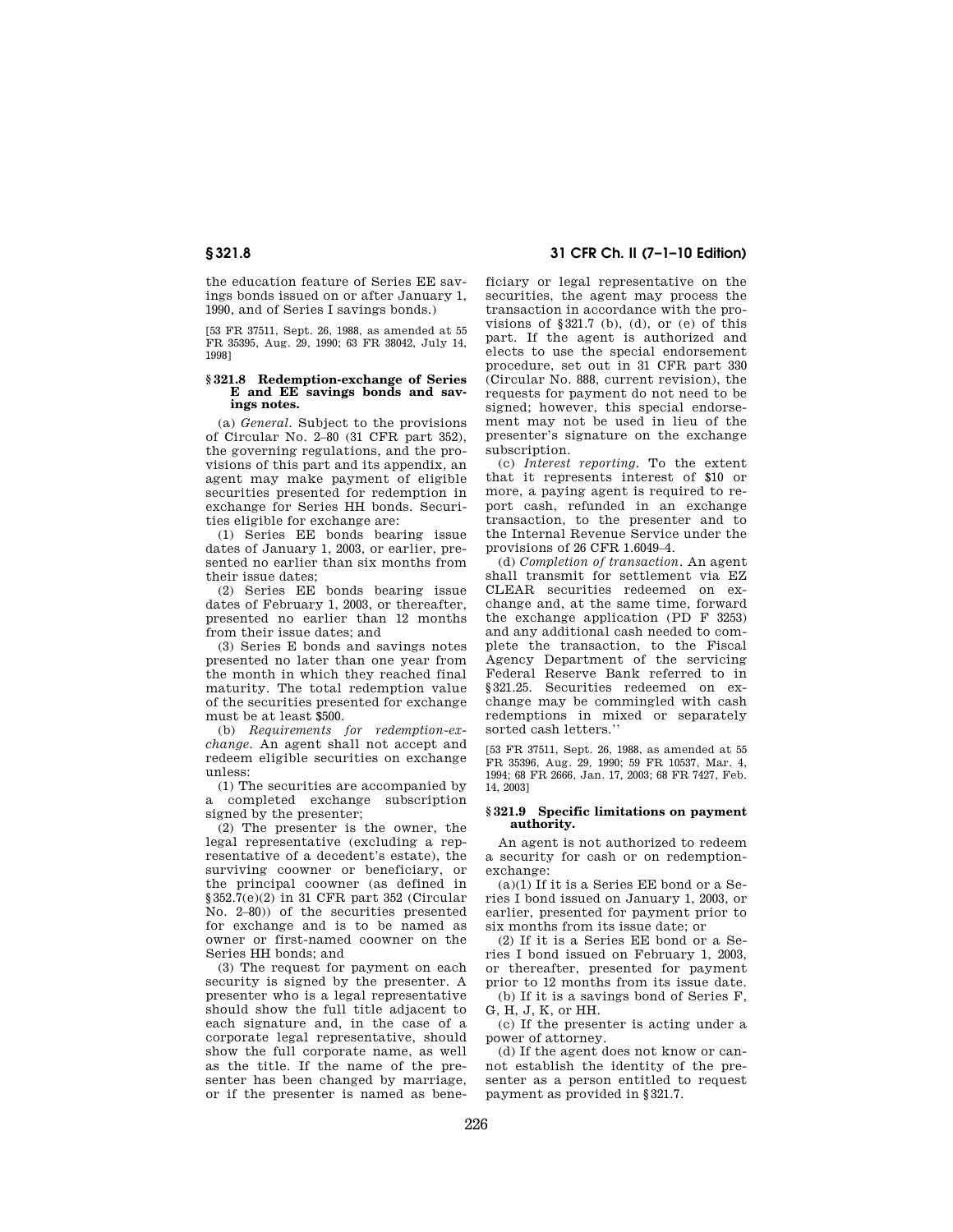the education feature of Series EE savings bonds issued on or after January 1, 1990, and of Series I savings bonds.)

[53 FR 37511, Sept. 26, 1988, as amended at 55 FR 35395, Aug. 29, 1990; 63 FR 38042, July 14, 1998]

### § 321.8 Redemption-exchange of Series E and EE savings bonds and savings notes.

(a) *General.* Subject to the provisions of Circular No. 2–80 (31 CFR part 352), the governing regulations, and the provisions of this part and its appendix, an agent may make payment of eligible securities presented for redemption in exchange for Series HH bonds. Securities eligible for exchange are:

(1) Series EE bonds bearing issue dates of January 1, 2003, or earlier, presented no earlier than six months from their issue dates;

(2) Series EE bonds bearing issue dates of February 1, 2003, or thereafter, presented no earlier than 12 months from their issue dates; and

(3) Series E bonds and savings notes presented no later than one year from the month in which they reached final maturity. The total redemption value of the securities presented for exchange must be at least $500.

(b) *Requirements for redemption-exchange.* An agent shall not accept and redeem eligible securities on exchange unless:

(1) The securities are accompanied by a completed exchange subscription signed by the presenter;

(2) The presenter is the owner, the legal representative (excluding a representative of a decedent's estate), the surviving coowner or beneficiary, or the principal coowner (as defined in §352.7(e)(2) in 31 CFR part 352 (Circular No. 2–80)) of the securities presented for exchange and is to be named as owner or first-named coowner on the Series HH bonds; and

(3) The request for payment on each security is signed by the presenter. A presenter who is a legal representative should show the full title adjacent to each signature and, in the case of a corporate legal representative, should show the full corporate name, as well as the title. If the name of the presenter has been changed by marriage, or if the presenter is named as beneficiary or legal representative on the securities, the agent may process the transaction in accordance with the provisions of §321.7 (b), (d), or (e) of this part. If the agent is authorized and elects to use the special endorsement procedure, set out in 31 CFR part 330 (Circular No. 888, current revision), the requests for payment do not need to be signed; however, this special endorsement may not be used in lieu of the presenter's signature on the exchange subscription.

(c) *Interest reporting.* To the extent that it represents interest of $10 or more, a paying agent is required to report cash, refunded in an exchange transaction, to the presenter and to the Internal Revenue Service under the provisions of 26 CFR 1.6049–4.

(d) *Completion of transaction.* An agent shall transmit for settlement via EZ CLEAR securities redeemed on exchange and, at the same time, forward the exchange application (PD F 3253) and any additional cash needed to complete the transaction, to the Fiscal Agency Department of the servicing Federal Reserve Bank referred to in §321.25. Securities redeemed on exchange may be commingled with cash redemptions in mixed or separately sorted cash letters.''

[53 FR 37511, Sept. 26, 1988, as amended at 55 FR 35396, Aug. 29, 1990; 59 FR 10537, Mar. 4, 1994; 68 FR 2666, Jan. 17, 2003; 68 FR 7427, Feb. 14, 2003]

### § 321.9 Specific limitations on payment authority.

An agent is not authorized to redeem a security for cash or on redemption-exchange:

(a)(1) If it is a Series EE bond or a Series I bond issued on January 1, 2003, or earlier, presented for payment prior to six months from its issue date; or

(2) If it is a Series EE bond or a Series I bond issued on February 1, 2003, or thereafter, presented for payment prior to 12 months from its issue date.

(b) If it is a savings bond of Series F, G, H, J, K, or HH.

(c) If the presenter is acting under a power of attorney.

(d) If the agent does not know or cannot establish the identity of the presenter as a person entitled to request payment as provided in §321.7.